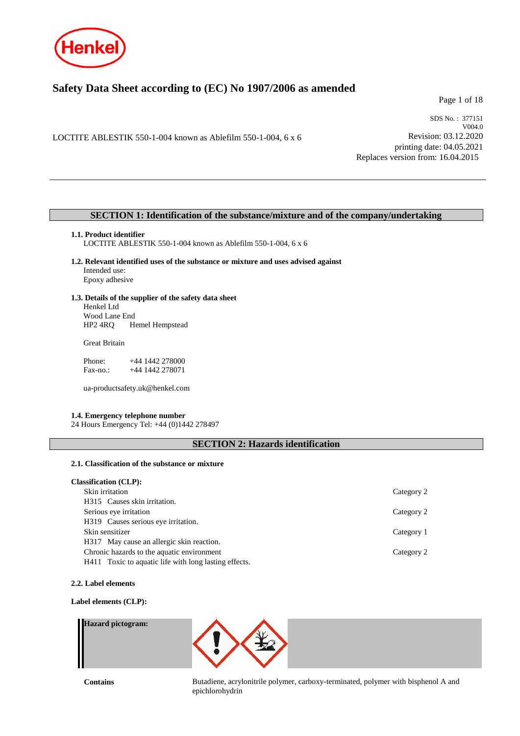# Safety Data Sheet according to (EC) No 1907/2006 as amended

SDS No. : 377151
V004.0
Revision: 03.12.2020
printing date: 04.05.2021
Replaces version from: 16.04.2015

LOCTITE ABLESTIK 550-1-004 known as Ablefilm 550-1-004, 6 x 6

## SECTION 1: Identification of the substance/mixture and of the company/undertaking

### 1.1. Product identifier

LOCTITE ABLESTIK 550-1-004 known as Ablefilm 550-1-004, 6 x 6

### 1.2. Relevant identified uses of the substance or mixture and uses advised against

Intended use:
Epoxy adhesive

### 1.3. Details of the supplier of the safety data sheet

Henkel Ltd
Wood Lane End
HP2 4RQ Hemel Hempstead

Great Britain

Phone: +44 1442 278000
Fax-no.: +44 1442 278071

ua-productsafety.uk@henkel.com

### 1.4. Emergency telephone number

24 Hours Emergency Tel: +44 (0)1442 278497

## SECTION 2: Hazards identification

### 2.1. Classification of the substance or mixture

**Classification (CLP):**

| | |
|---|---|
| Skin irritation<br>H315 Causes skin irritation. | Category 2 |
| Serious eye irritation<br>H319 Causes serious eye irritation. | Category 2 |
| Skin sensitizer<br>H317 May cause an allergic skin reaction. | Category 1 |
| Chronic hazards to the aquatic environment<br>H411 Toxic to aquatic life with long lasting effects. | Category 2 |

### 2.2. Label elements

**Label elements (CLP):**

**Hazard pictogram:**

**Contains** Butadiene, acrylonitrile polymer, carboxy-terminated, polymer with bisphenol A and epichlorohydrin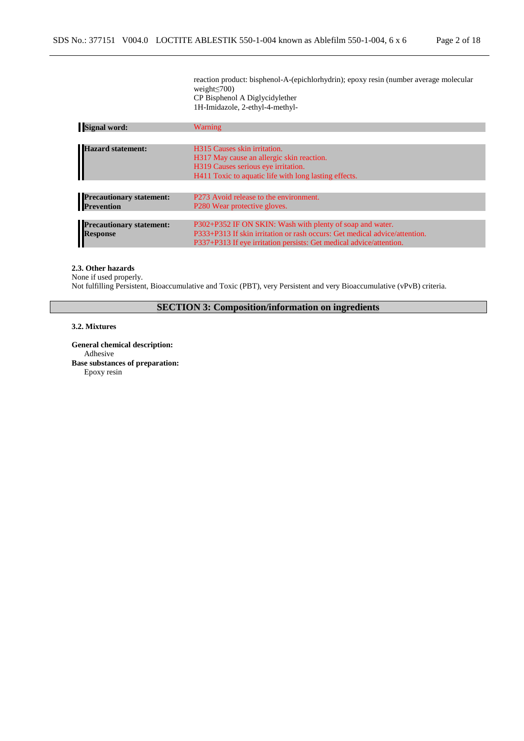reaction product: bisphenol-A-(epichlorhydrin); epoxy resin (number average molecular weight≤700)
CP Bisphenol A Diglycidylether
1H-Imidazole, 2-ethyl-4-methyl-

| | |
|---|---|
| **Signal word:** | Warning |
| **Hazard statement:** | H315 Causes skin irritation.<br>H317 May cause an allergic skin reaction.<br>H319 Causes serious eye irritation.<br>H411 Toxic to aquatic life with long lasting effects. |
| **Precautionary statement: Prevention** | P273 Avoid release to the environment.<br>P280 Wear protective gloves. |
| **Precautionary statement: Response** | P302+P352 IF ON SKIN: Wash with plenty of soap and water.<br>P333+P313 If skin irritation or rash occurs: Get medical advice/attention.<br>P337+P313 If eye irritation persists: Get medical advice/attention. |

**2.3. Other hazards**
None if used properly.
Not fulfilling Persistent, Bioaccumulative and Toxic (PBT), very Persistent and very Bioaccumulative (vPvB) criteria.

## SECTION 3: Composition/information on ingredients

**3.2. Mixtures**

**General chemical description:**
Adhesive

**Base substances of preparation:**
Epoxy resin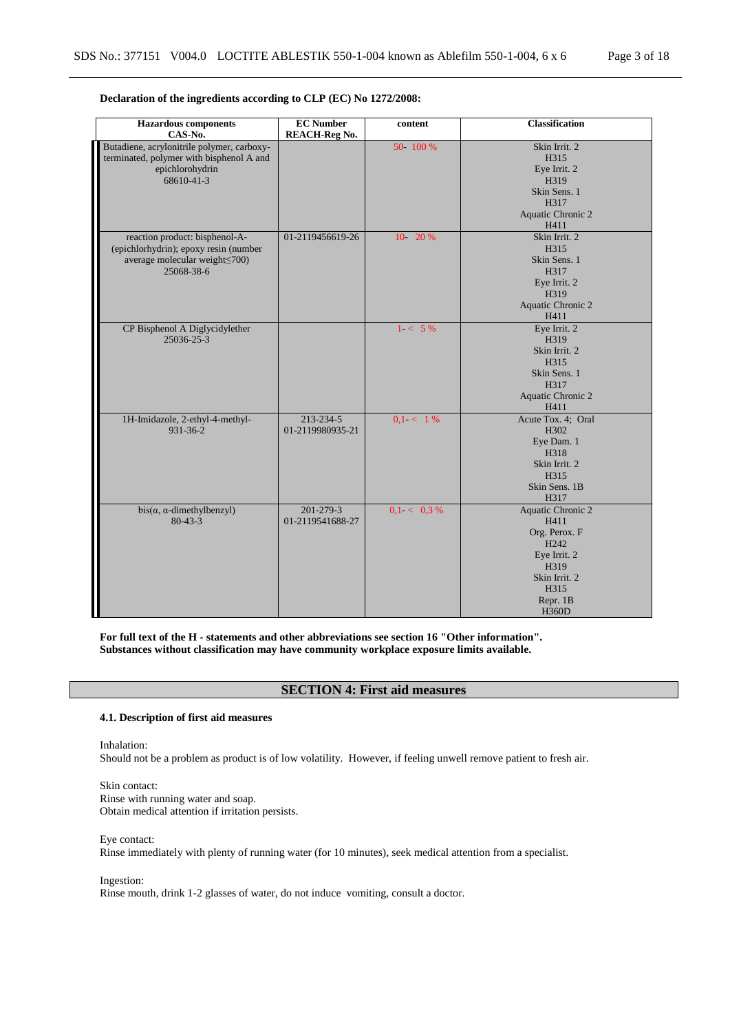**Declaration of the ingredients according to CLP (EC) No 1272/2008:**

| Hazardous components<br>CAS-No. | EC Number<br>REACH-Reg No. | content | Classification |
|---|---|---|---|
| Butadiene, acrylonitrile polymer, carboxy-terminated, polymer with bisphenol A and epichlorohydrin<br>68610-41-3 | | 50- 100 % | Skin Irrit. 2<br>H315<br>Eye Irrit. 2<br>H319<br>Skin Sens. 1<br>H317<br>Aquatic Chronic 2<br>H411 |
| reaction product: bisphenol-A-(epichlorhydrin); epoxy resin (number average molecular weight≤700)<br>25068-38-6 | 01-2119456619-26 | 10- 20 % | Skin Irrit. 2<br>H315<br>Skin Sens. 1<br>H317<br>Eye Irrit. 2<br>H319<br>Aquatic Chronic 2<br>H411 |
| CP Bisphenol A Diglycidylether<br>25036-25-3 | | 1- < 5 % | Eye Irrit. 2<br>H319<br>Skin Irrit. 2<br>H315<br>Skin Sens. 1<br>H317<br>Aquatic Chronic 2<br>H411 |
| 1H-Imidazole, 2-ethyl-4-methyl-<br>931-36-2 | 213-234-5<br>01-2119980935-21 | 0,1- < 1 % | Acute Tox. 4; Oral<br>H302<br>Eye Dam. 1<br>H318<br>Skin Irrit. 2<br>H315<br>Skin Sens. 1B<br>H317 |
| bis(α, α-dimethylbenzyl)<br>80-43-3 | 201-279-3<br>01-2119541688-27 | 0,1- < 0,3 % | Aquatic Chronic 2<br>H411<br>Org. Perox. F<br>H242<br>Eye Irrit. 2<br>H319<br>Skin Irrit. 2<br>H315<br>Repr. 1B<br>H360D |

**For full text of the H - statements and other abbreviations see section 16 "Other information".**
**Substances without classification may have community workplace exposure limits available.**

## SECTION 4: First aid measures

### 4.1. Description of first aid measures

Inhalation:
Should not be a problem as product is of low volatility. However, if feeling unwell remove patient to fresh air.

Skin contact:
Rinse with running water and soap.
Obtain medical attention if irritation persists.

Eye contact:
Rinse immediately with plenty of running water (for 10 minutes), seek medical attention from a specialist.

Ingestion:
Rinse mouth, drink 1-2 glasses of water, do not induce vomiting, consult a doctor.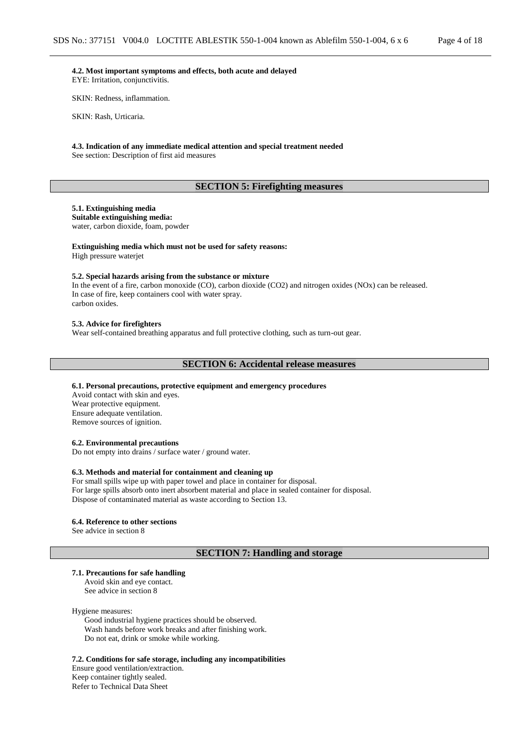#### 4.2. Most important symptoms and effects, both acute and delayed

EYE: Irritation, conjunctivitis.

SKIN: Redness, inflammation.

SKIN: Rash, Urticaria.

#### 4.3. Indication of any immediate medical attention and special treatment needed

See section: Description of first aid measures

## SECTION 5: Firefighting measures

#### 5.1. Extinguishing media

**Suitable extinguishing media:**
water, carbon dioxide, foam, powder

**Extinguishing media which must not be used for safety reasons:**
High pressure waterjet

#### 5.2. Special hazards arising from the substance or mixture

In the event of a fire, carbon monoxide (CO), carbon dioxide ($CO_2$) and nitrogen oxides ($NO_x$) can be released.
In case of fire, keep containers cool with water spray.
carbon oxides.

#### 5.3. Advice for firefighters

Wear self-contained breathing apparatus and full protective clothing, such as turn-out gear.

## SECTION 6: Accidental release measures

#### 6.1. Personal precautions, protective equipment and emergency procedures

Avoid contact with skin and eyes.
Wear protective equipment.
Ensure adequate ventilation.
Remove sources of ignition.

#### 6.2. Environmental precautions

Do not empty into drains / surface water / ground water.

#### 6.3. Methods and material for containment and cleaning up

For small spills wipe up with paper towel and place in container for disposal.
For large spills absorb onto inert absorbent material and place in sealed container for disposal.
Dispose of contaminated material as waste according to Section 13.

#### 6.4. Reference to other sections

See advice in section 8

## SECTION 7: Handling and storage

#### 7.1. Precautions for safe handling

Avoid skin and eye contact.
See advice in section 8

Hygiene measures:
Good industrial hygiene practices should be observed.
Wash hands before work breaks and after finishing work.
Do not eat, drink or smoke while working.

#### 7.2. Conditions for safe storage, including any incompatibilities

Ensure good ventilation/extraction.
Keep container tightly sealed.
Refer to Technical Data Sheet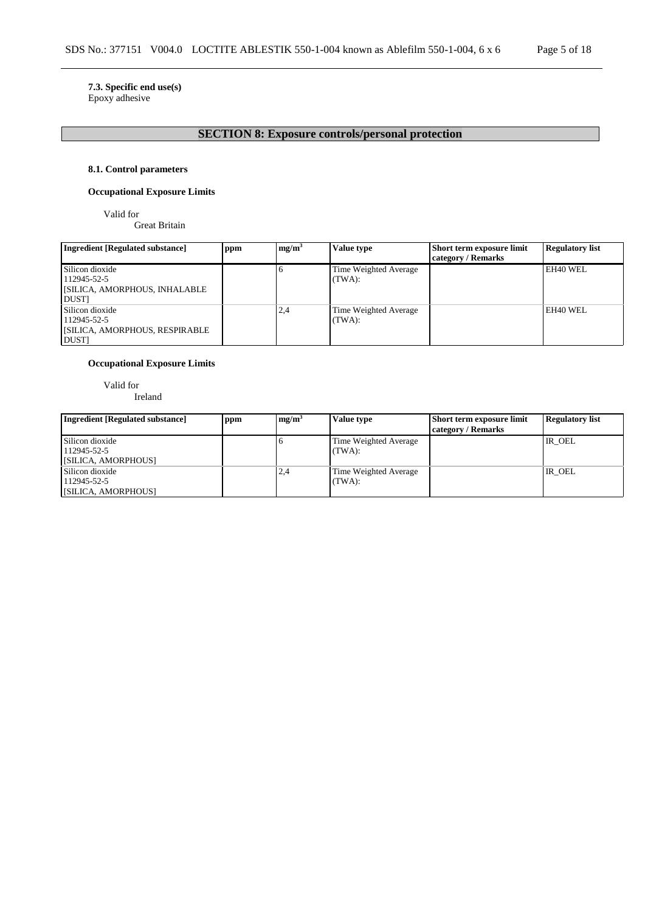**7.3. Specific end use(s)**
Epoxy adhesive

## SECTION 8: Exposure controls/personal protection

### 8.1. Control parameters

**Occupational Exposure Limits**

Valid for
Great Britain

| Ingredient [Regulated substance] | ppm | mg/m$^3$ | Value type | Short term exposure limit category / Remarks | Regulatory list |
|---|---|---|---|---|---|
| Silicon dioxide<br>112945-52-5<br>[SILICA, AMORPHOUS, INHALABLE DUST] | | 6 | Time Weighted Average (TWA): | | EH40 WEL |
| Silicon dioxide<br>112945-52-5<br>[SILICA, AMORPHOUS, RESPIRABLE DUST] | | 2,4 | Time Weighted Average (TWA): | | EH40 WEL |

**Occupational Exposure Limits**

Valid for
Ireland

| Ingredient [Regulated substance] | ppm | mg/m$^3$ | Value type | Short term exposure limit category / Remarks | Regulatory list |
|---|---|---|---|---|---|
| Silicon dioxide<br>112945-52-5<br>[SILICA, AMORPHOUS] | | 6 | Time Weighted Average (TWA): | | IR_OEL |
| Silicon dioxide<br>112945-52-5<br>[SILICA, AMORPHOUS] | | 2,4 | Time Weighted Average (TWA): | | IR_OEL |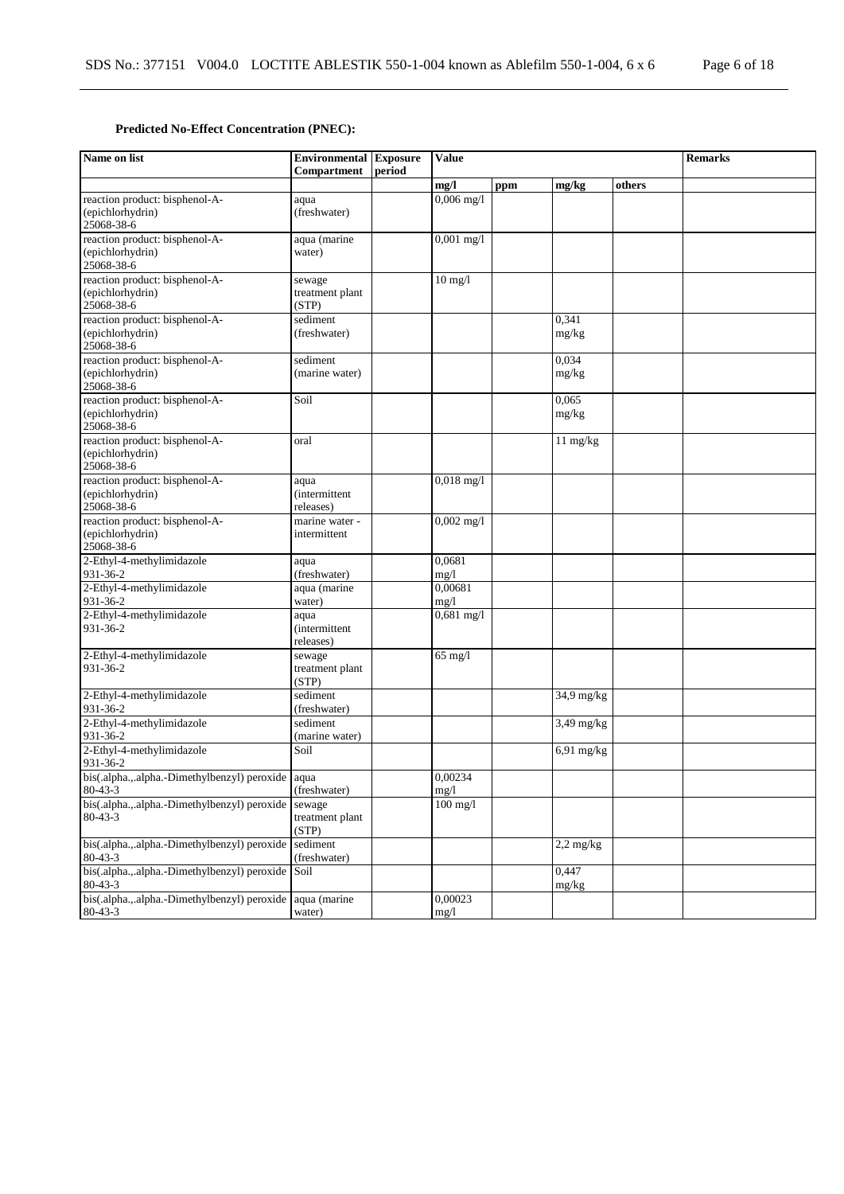**Predicted No-Effect Concentration (PNEC):**

| Name on list | Environmental Compartment | Exposure period | Value | | | | Remarks |
|---|---|---|---|---|---|---|---|
| | | | mg/l | ppm | mg/kg | others | |
| reaction product: bisphenol-A-(epichlorhydrin) 25068-38-6 | aqua (freshwater) | | 0,006 mg/l | | | | |
| reaction product: bisphenol-A-(epichlorhydrin) 25068-38-6 | aqua (marine water) | | 0,001 mg/l | | | | |
| reaction product: bisphenol-A-(epichlorhydrin) 25068-38-6 | sewage treatment plant (STP) | | 10 mg/l | | | | |
| reaction product: bisphenol-A-(epichlorhydrin) 25068-38-6 | sediment (freshwater) | | | | 0,341 mg/kg | | |
| reaction product: bisphenol-A-(epichlorhydrin) 25068-38-6 | sediment (marine water) | | | | 0,034 mg/kg | | |
| reaction product: bisphenol-A-(epichlorhydrin) 25068-38-6 | Soil | | | | 0,065 mg/kg | | |
| reaction product: bisphenol-A-(epichlorhydrin) 25068-38-6 | oral | | | | 11 mg/kg | | |
| reaction product: bisphenol-A-(epichlorhydrin) 25068-38-6 | aqua (intermittent releases) | | 0,018 mg/l | | | | |
| reaction product: bisphenol-A-(epichlorhydrin) 25068-38-6 | marine water - intermittent | | 0,002 mg/l | | | | |
| 2-Ethyl-4-methylimidazole 931-36-2 | aqua (freshwater) | | 0,0681 mg/l | | | | |
| 2-Ethyl-4-methylimidazole 931-36-2 | aqua (marine water) | | 0,00681 mg/l | | | | |
| 2-Ethyl-4-methylimidazole 931-36-2 | aqua (intermittent releases) | | 0,681 mg/l | | | | |
| 2-Ethyl-4-methylimidazole 931-36-2 | sewage treatment plant (STP) | | 65 mg/l | | | | |
| 2-Ethyl-4-methylimidazole 931-36-2 | sediment (freshwater) | | | | 34,9 mg/kg | | |
| 2-Ethyl-4-methylimidazole 931-36-2 | sediment (marine water) | | | | 3,49 mg/kg | | |
| 2-Ethyl-4-methylimidazole 931-36-2 | Soil | | | | 6,91 mg/kg | | |
| bis(.alpha.,.alpha.-Dimethylbenzyl) peroxide 80-43-3 | aqua (freshwater) | | 0,00234 mg/l | | | | |
| bis(.alpha.,.alpha.-Dimethylbenzyl) peroxide 80-43-3 | sewage treatment plant (STP) | | 100 mg/l | | | | |
| bis(.alpha.,.alpha.-Dimethylbenzyl) peroxide 80-43-3 | sediment (freshwater) | | | | 2,2 mg/kg | | |
| bis(.alpha.,.alpha.-Dimethylbenzyl) peroxide 80-43-3 | Soil | | | | 0,447 mg/kg | | |
| bis(.alpha.,.alpha.-Dimethylbenzyl) peroxide 80-43-3 | aqua (marine water) | | 0,00023 mg/l | | | | |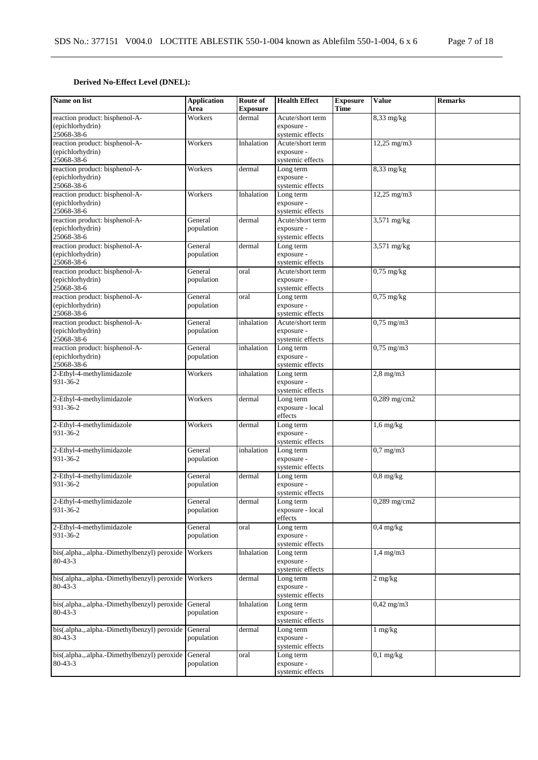**Derived No-Effect Level (DNEL):**

| Name on list | Application Area | Route of Exposure | Health Effect | Exposure Time | Value | Remarks |
|---|---|---|---|---|---|---|
| reaction product: bisphenol-A-(epichlorhydrin) 25068-38-6 | Workers | dermal | Acute/short term exposure - systemic effects | | 8,33 mg/kg | |
| reaction product: bisphenol-A-(epichlorhydrin) 25068-38-6 | Workers | Inhalation | Acute/short term exposure - systemic effects | | 12,25 mg/m3 | |
| reaction product: bisphenol-A-(epichlorhydrin) 25068-38-6 | Workers | dermal | Long term exposure - systemic effects | | 8,33 mg/kg | |
| reaction product: bisphenol-A-(epichlorhydrin) 25068-38-6 | Workers | Inhalation | Long term exposure - systemic effects | | 12,25 mg/m3 | |
| reaction product: bisphenol-A-(epichlorhydrin) 25068-38-6 | General population | dermal | Acute/short term exposure - systemic effects | | 3,571 mg/kg | |
| reaction product: bisphenol-A-(epichlorhydrin) 25068-38-6 | General population | dermal | Long term exposure - systemic effects | | 3,571 mg/kg | |
| reaction product: bisphenol-A-(epichlorhydrin) 25068-38-6 | General population | oral | Acute/short term exposure - systemic effects | | 0,75 mg/kg | |
| reaction product: bisphenol-A-(epichlorhydrin) 25068-38-6 | General population | oral | Long term exposure - systemic effects | | 0,75 mg/kg | |
| reaction product: bisphenol-A-(epichlorhydrin) 25068-38-6 | General population | inhalation | Acute/short term exposure - systemic effects | | 0,75 mg/m3 | |
| reaction product: bisphenol-A-(epichlorhydrin) 25068-38-6 | General population | inhalation | Long term exposure - systemic effects | | 0,75 mg/m3 | |
| 2-Ethyl-4-methylimidazole 931-36-2 | Workers | inhalation | Long term exposure - systemic effects | | 2,8 mg/m3 | |
| 2-Ethyl-4-methylimidazole 931-36-2 | Workers | dermal | Long term exposure - local effects | | 0,289 mg/cm2 | |
| 2-Ethyl-4-methylimidazole 931-36-2 | Workers | dermal | Long term exposure - systemic effects | | 1,6 mg/kg | |
| 2-Ethyl-4-methylimidazole 931-36-2 | General population | inhalation | Long term exposure - systemic effects | | 0,7 mg/m3 | |
| 2-Ethyl-4-methylimidazole 931-36-2 | General population | dermal | Long term exposure - systemic effects | | 0,8 mg/kg | |
| 2-Ethyl-4-methylimidazole 931-36-2 | General population | dermal | Long term exposure - local effects | | 0,289 mg/cm2 | |
| 2-Ethyl-4-methylimidazole 931-36-2 | General population | oral | Long term exposure - systemic effects | | 0,4 mg/kg | |
| bis(.alpha.,.alpha.-Dimethylbenzyl) peroxide 80-43-3 | Workers | Inhalation | Long term exposure - systemic effects | | 1,4 mg/m3 | |
| bis(.alpha.,.alpha.-Dimethylbenzyl) peroxide 80-43-3 | Workers | dermal | Long term exposure - systemic effects | | 2 mg/kg | |
| bis(.alpha.,.alpha.-Dimethylbenzyl) peroxide 80-43-3 | General population | Inhalation | Long term exposure - systemic effects | | 0,42 mg/m3 | |
| bis(.alpha.,.alpha.-Dimethylbenzyl) peroxide 80-43-3 | General population | dermal | Long term exposure - systemic effects | | 1 mg/kg | |
| bis(.alpha.,.alpha.-Dimethylbenzyl) peroxide 80-43-3 | General population | oral | Long term exposure - systemic effects | | 0,1 mg/kg | |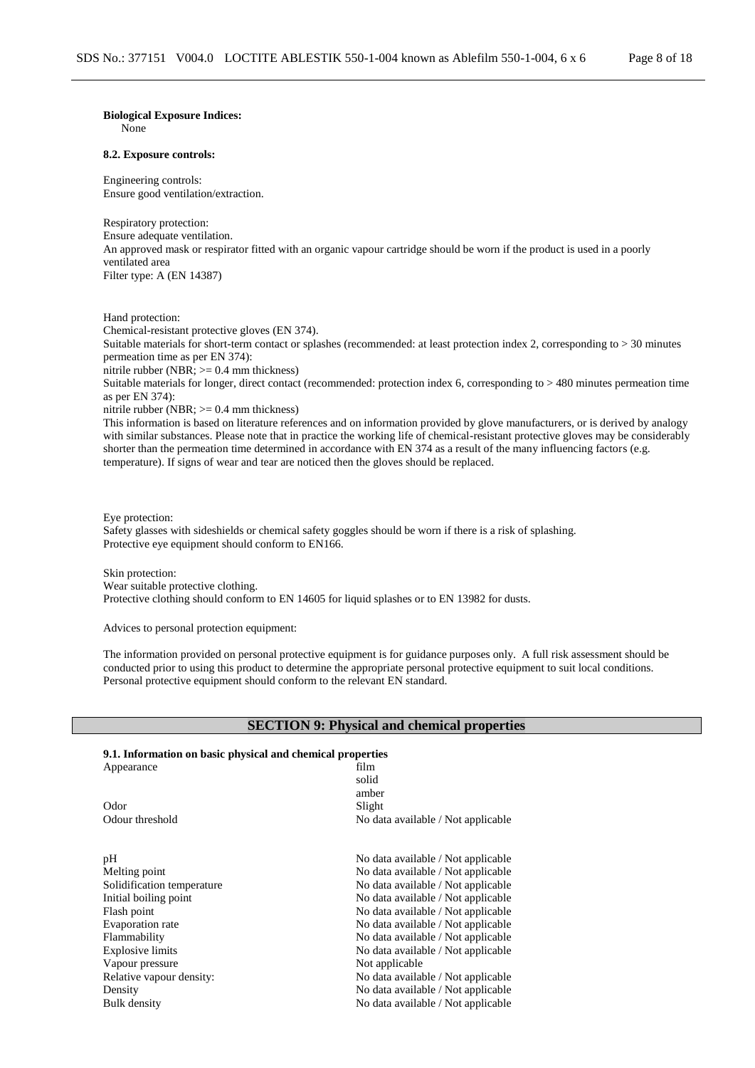**Biological Exposure Indices:**
None

**8.2. Exposure controls:**

Engineering controls:
Ensure good ventilation/extraction.

Respiratory protection:
Ensure adequate ventilation.
An approved mask or respirator fitted with an organic vapour cartridge should be worn if the product is used in a poorly ventilated area
Filter type: A (EN 14387)

Hand protection:
Chemical-resistant protective gloves (EN 374).
Suitable materials for short-term contact or splashes (recommended: at least protection index 2, corresponding to > 30 minutes permeation time as per EN 374):
nitrile rubber (NBR; >= 0.4 mm thickness)
Suitable materials for longer, direct contact (recommended: protection index 6, corresponding to > 480 minutes permeation time as per EN 374):
nitrile rubber (NBR; >= 0.4 mm thickness)
This information is based on literature references and on information provided by glove manufacturers, or is derived by analogy with similar substances. Please note that in practice the working life of chemical-resistant protective gloves may be considerably shorter than the permeation time determined in accordance with EN 374 as a result of the many influencing factors (e.g. temperature). If signs of wear and tear are noticed then the gloves should be replaced.

Eye protection:
Safety glasses with sideshields or chemical safety goggles should be worn if there is a risk of splashing.
Protective eye equipment should conform to EN166.

Skin protection:
Wear suitable protective clothing.
Protective clothing should conform to EN 14605 for liquid splashes or to EN 13982 for dusts.

Advices to personal protection equipment:

The information provided on personal protective equipment is for guidance purposes only. A full risk assessment should be conducted prior to using this product to determine the appropriate personal protective equipment to suit local conditions. Personal protective equipment should conform to the relevant EN standard.

## SECTION 9: Physical and chemical properties

**9.1. Information on basic physical and chemical properties**

| | |
|---|---|
| Appearance | film<br>solid<br>amber |
| Odor | Slight |
| Odour threshold | No data available / Not applicable |
| pH | No data available / Not applicable |
| Melting point | No data available / Not applicable |
| Solidification temperature | No data available / Not applicable |
| Initial boiling point | No data available / Not applicable |
| Flash point | No data available / Not applicable |
| Evaporation rate | No data available / Not applicable |
| Flammability | No data available / Not applicable |
| Explosive limits | No data available / Not applicable |
| Vapour pressure | Not applicable |
| Relative vapour density: | No data available / Not applicable |
| Density | No data available / Not applicable |
| Bulk density | No data available / Not applicable |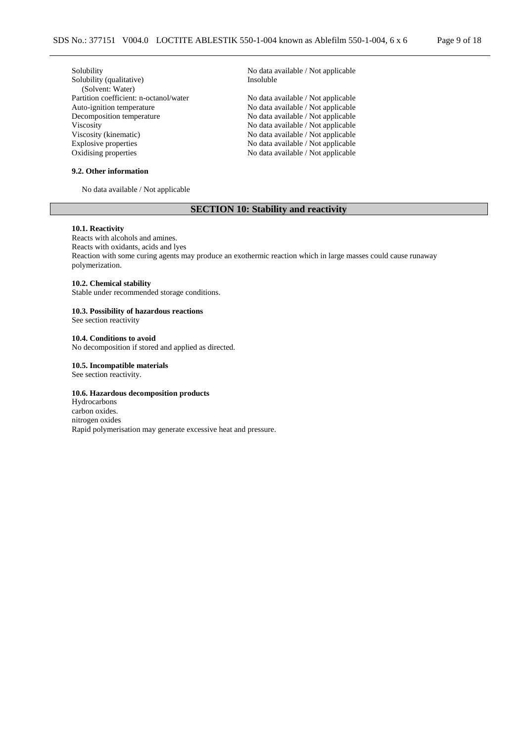| | |
|---|---|
| Solubility | No data available / Not applicable |
| Solubility (qualitative) (Solvent: Water) | Insoluble |
| Partition coefficient: n-octanol/water | No data available / Not applicable |
| Auto-ignition temperature | No data available / Not applicable |
| Decomposition temperature | No data available / Not applicable |
| Viscosity | No data available / Not applicable |
| Viscosity (kinematic) | No data available / Not applicable |
| Explosive properties | No data available / Not applicable |
| Oxidising properties | No data available / Not applicable |

### 9.2. Other information

No data available / Not applicable

## SECTION 10: Stability and reactivity

### 10.1. Reactivity

Reacts with alcohols and amines.
Reacts with oxidants, acids and lyes
Reaction with some curing agents may produce an exothermic reaction which in large masses could cause runaway polymerization.

### 10.2. Chemical stability

Stable under recommended storage conditions.

### 10.3. Possibility of hazardous reactions

See section reactivity

### 10.4. Conditions to avoid

No decomposition if stored and applied as directed.

### 10.5. Incompatible materials

See section reactivity.

### 10.6. Hazardous decomposition products

Hydrocarbons
carbon oxides.
nitrogen oxides
Rapid polymerisation may generate excessive heat and pressure.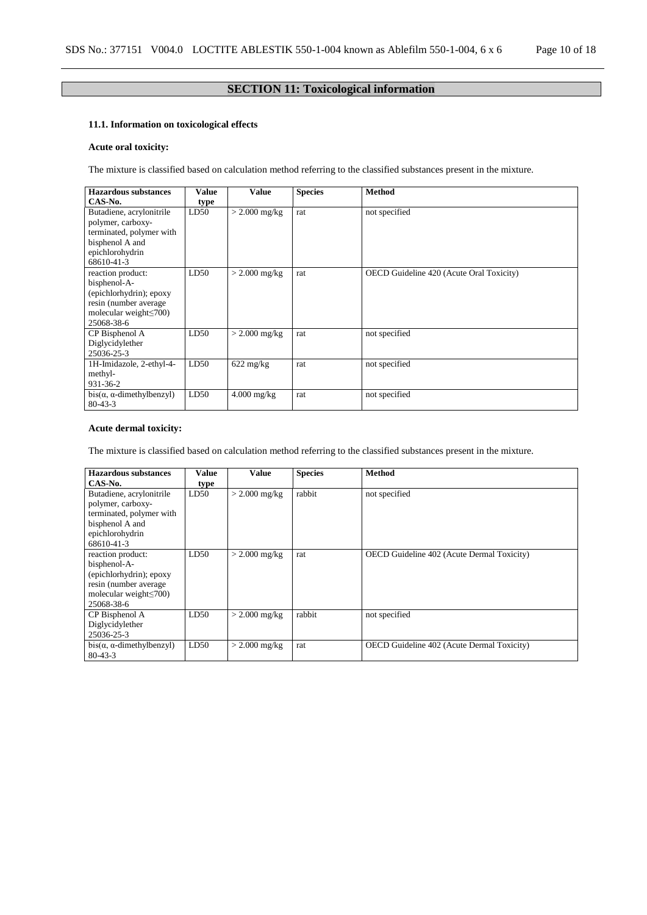## SECTION 11: Toxicological information

### 11.1. Information on toxicological effects

**Acute oral toxicity:**

The mixture is classified based on calculation method referring to the classified substances present in the mixture.

| Hazardous substances CAS-No. | Value type | Value | Species | Method |
|---|---|---|---|---|
| Butadiene, acrylonitrile polymer, carboxy-terminated, polymer with bisphenol A and epichlorohydrin 68610-41-3 | LD50 | > 2.000 mg/kg | rat | not specified |
| reaction product: bisphenol-A-(epichlorhydrin); epoxy resin (number average molecular weight≤700) 25068-38-6 | LD50 | > 2.000 mg/kg | rat | OECD Guideline 420 (Acute Oral Toxicity) |
| CP Bisphenol A Diglycidylether 25036-25-3 | LD50 | > 2.000 mg/kg | rat | not specified |
| 1H-Imidazole, 2-ethyl-4-methyl- 931-36-2 | LD50 | 622 mg/kg | rat | not specified |
| bis(α, α-dimethylbenzyl) 80-43-3 | LD50 | 4.000 mg/kg | rat | not specified |

**Acute dermal toxicity:**

The mixture is classified based on calculation method referring to the classified substances present in the mixture.

| Hazardous substances CAS-No. | Value type | Value | Species | Method |
|---|---|---|---|---|
| Butadiene, acrylonitrile polymer, carboxy-terminated, polymer with bisphenol A and epichlorohydrin 68610-41-3 | LD50 | > 2.000 mg/kg | rabbit | not specified |
| reaction product: bisphenol-A-(epichlorhydrin); epoxy resin (number average molecular weight≤700) 25068-38-6 | LD50 | > 2.000 mg/kg | rat | OECD Guideline 402 (Acute Dermal Toxicity) |
| CP Bisphenol A Diglycidylether 25036-25-3 | LD50 | > 2.000 mg/kg | rabbit | not specified |
| bis(α, α-dimethylbenzyl) 80-43-3 | LD50 | > 2.000 mg/kg | rat | OECD Guideline 402 (Acute Dermal Toxicity) |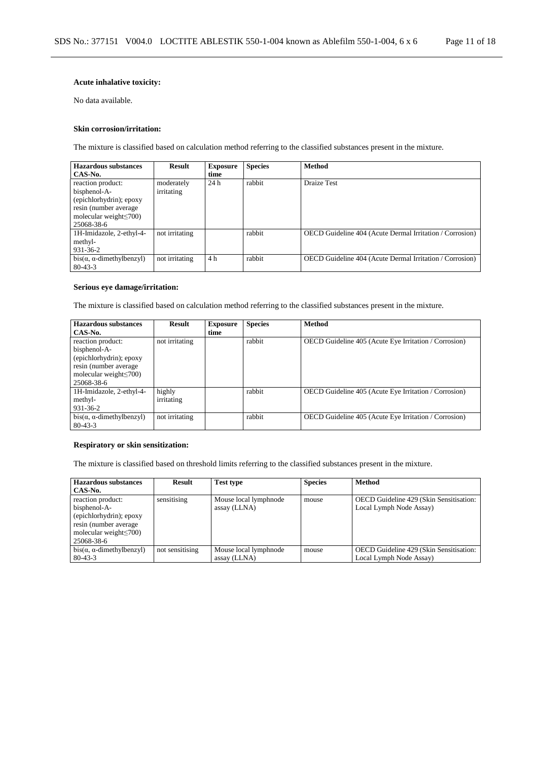**Acute inhalative toxicity:**

No data available.

**Skin corrosion/irritation:**

The mixture is classified based on calculation method referring to the classified substances present in the mixture.

| Hazardous substances CAS-No. | Result | Exposure time | Species | Method |
|---|---|---|---|---|
| reaction product: bisphenol-A-(epichlorhydrin); epoxy resin (number average molecular weight≤700) 25068-38-6 | moderately irritating | 24 h | rabbit | Draize Test |
| 1H-Imidazole, 2-ethyl-4-methyl- 931-36-2 | not irritating | | rabbit | OECD Guideline 404 (Acute Dermal Irritation / Corrosion) |
| bis(α, α-dimethylbenzyl) 80-43-3 | not irritating | 4 h | rabbit | OECD Guideline 404 (Acute Dermal Irritation / Corrosion) |

**Serious eye damage/irritation:**

The mixture is classified based on calculation method referring to the classified substances present in the mixture.

| Hazardous substances CAS-No. | Result | Exposure time | Species | Method |
|---|---|---|---|---|
| reaction product: bisphenol-A-(epichlorhydrin); epoxy resin (number average molecular weight≤700) 25068-38-6 | not irritating | | rabbit | OECD Guideline 405 (Acute Eye Irritation / Corrosion) |
| 1H-Imidazole, 2-ethyl-4-methyl- 931-36-2 | highly irritating | | rabbit | OECD Guideline 405 (Acute Eye Irritation / Corrosion) |
| bis(α, α-dimethylbenzyl) 80-43-3 | not irritating | | rabbit | OECD Guideline 405 (Acute Eye Irritation / Corrosion) |

**Respiratory or skin sensitization:**

The mixture is classified based on threshold limits referring to the classified substances present in the mixture.

| Hazardous substances CAS-No. | Result | Test type | Species | Method |
|---|---|---|---|---|
| reaction product: bisphenol-A-(epichlorhydrin); epoxy resin (number average molecular weight≤700) 25068-38-6 | sensitising | Mouse local lymphnode assay (LLNA) | mouse | OECD Guideline 429 (Skin Sensitisation: Local Lymph Node Assay) |
| bis(α, α-dimethylbenzyl) 80-43-3 | not sensitising | Mouse local lymphnode assay (LLNA) | mouse | OECD Guideline 429 (Skin Sensitisation: Local Lymph Node Assay) |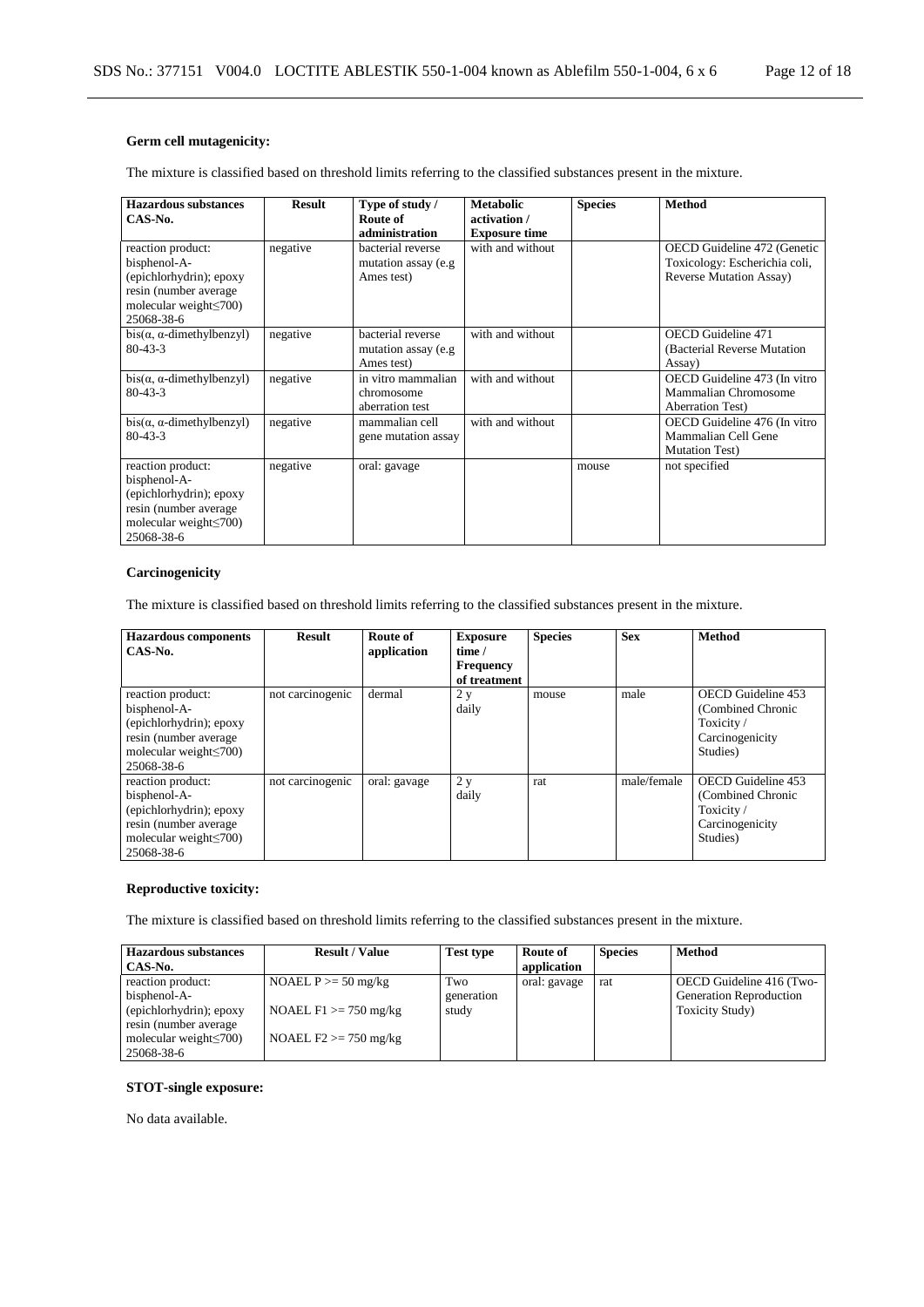### Germ cell mutagenicity:

The mixture is classified based on threshold limits referring to the classified substances present in the mixture.

| Hazardous substances CAS-No. | Result | Type of study / Route of administration | Metabolic activation / Exposure time | Species | Method |
|---|---|---|---|---|---|
| reaction product: bisphenol-A-(epichlorhydrin); epoxy resin (number average molecular weight≤700) 25068-38-6 | negative | bacterial reverse mutation assay (e.g Ames test) | with and without | | OECD Guideline 472 (Genetic Toxicology: Escherichia coli, Reverse Mutation Assay) |
| bis(α, α-dimethylbenzyl) 80-43-3 | negative | bacterial reverse mutation assay (e.g Ames test) | with and without | | OECD Guideline 471 (Bacterial Reverse Mutation Assay) |
| bis(α, α-dimethylbenzyl) 80-43-3 | negative | in vitro mammalian chromosome aberration test | with and without | | OECD Guideline 473 (In vitro Mammalian Chromosome Aberration Test) |
| bis(α, α-dimethylbenzyl) 80-43-3 | negative | mammalian cell gene mutation assay | with and without | | OECD Guideline 476 (In vitro Mammalian Cell Gene Mutation Test) |
| reaction product: bisphenol-A-(epichlorhydrin); epoxy resin (number average molecular weight≤700) 25068-38-6 | negative | oral: gavage | | mouse | not specified |

### Carcinogenicity

The mixture is classified based on threshold limits referring to the classified substances present in the mixture.

| Hazardous components CAS-No. | Result | Route of application | Exposure time / Frequency of treatment | Species | Sex | Method |
|---|---|---|---|---|---|---|
| reaction product: bisphenol-A-(epichlorhydrin); epoxy resin (number average molecular weight≤700) 25068-38-6 | not carcinogenic | dermal | 2 y daily | mouse | male | OECD Guideline 453 (Combined Chronic Toxicity / Carcinogenicity Studies) |
| reaction product: bisphenol-A-(epichlorhydrin); epoxy resin (number average molecular weight≤700) 25068-38-6 | not carcinogenic | oral: gavage | 2 y daily | rat | male/female | OECD Guideline 453 (Combined Chronic Toxicity / Carcinogenicity Studies) |

### Reproductive toxicity:

The mixture is classified based on threshold limits referring to the classified substances present in the mixture.

| Hazardous substances CAS-No. | Result / Value | Test type | Route of application | Species | Method |
|---|---|---|---|---|---|
| reaction product: bisphenol-A-(epichlorhydrin); epoxy resin (number average molecular weight≤700) 25068-38-6 | NOAEL P >= 50 mg/kg<br>NOAEL F1 >= 750 mg/kg<br>NOAEL F2 >= 750 mg/kg | Two generation study | oral: gavage | rat | OECD Guideline 416 (Two-Generation Reproduction Toxicity Study) |

### STOT-single exposure:

No data available.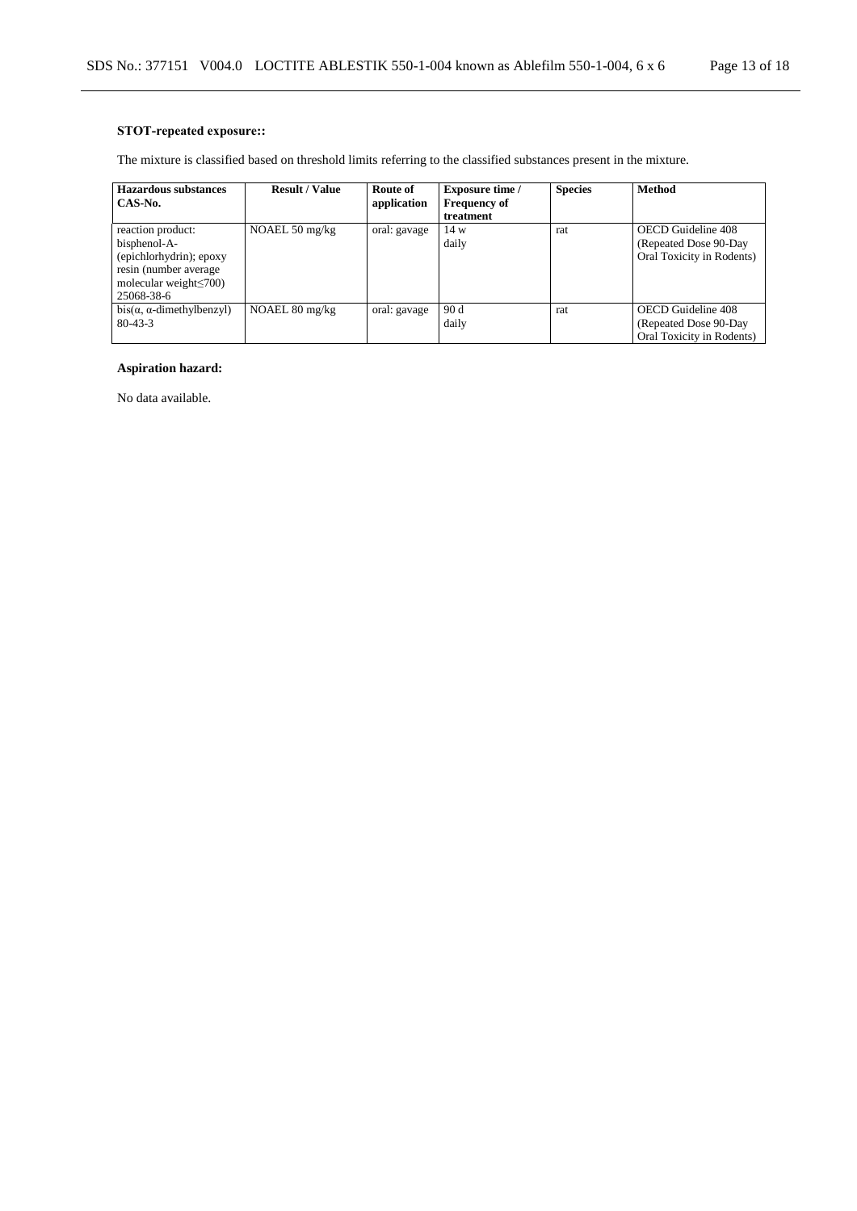**STOT-repeated exposure::**

The mixture is classified based on threshold limits referring to the classified substances present in the mixture.

| Hazardous substances CAS-No. | Result / Value | Route of application | Exposure time / Frequency of treatment | Species | Method |
|---|---|---|---|---|---|
| reaction product: bisphenol-A-(epichlorhydrin); epoxy resin (number average molecular weight≤700) 25068-38-6 | NOAEL 50 mg/kg | oral: gavage | 14 w daily | rat | OECD Guideline 408 (Repeated Dose 90-Day Oral Toxicity in Rodents) |
| bis(α, α-dimethylbenzyl) 80-43-3 | NOAEL 80 mg/kg | oral: gavage | 90 d daily | rat | OECD Guideline 408 (Repeated Dose 90-Day Oral Toxicity in Rodents) |

**Aspiration hazard:**

No data available.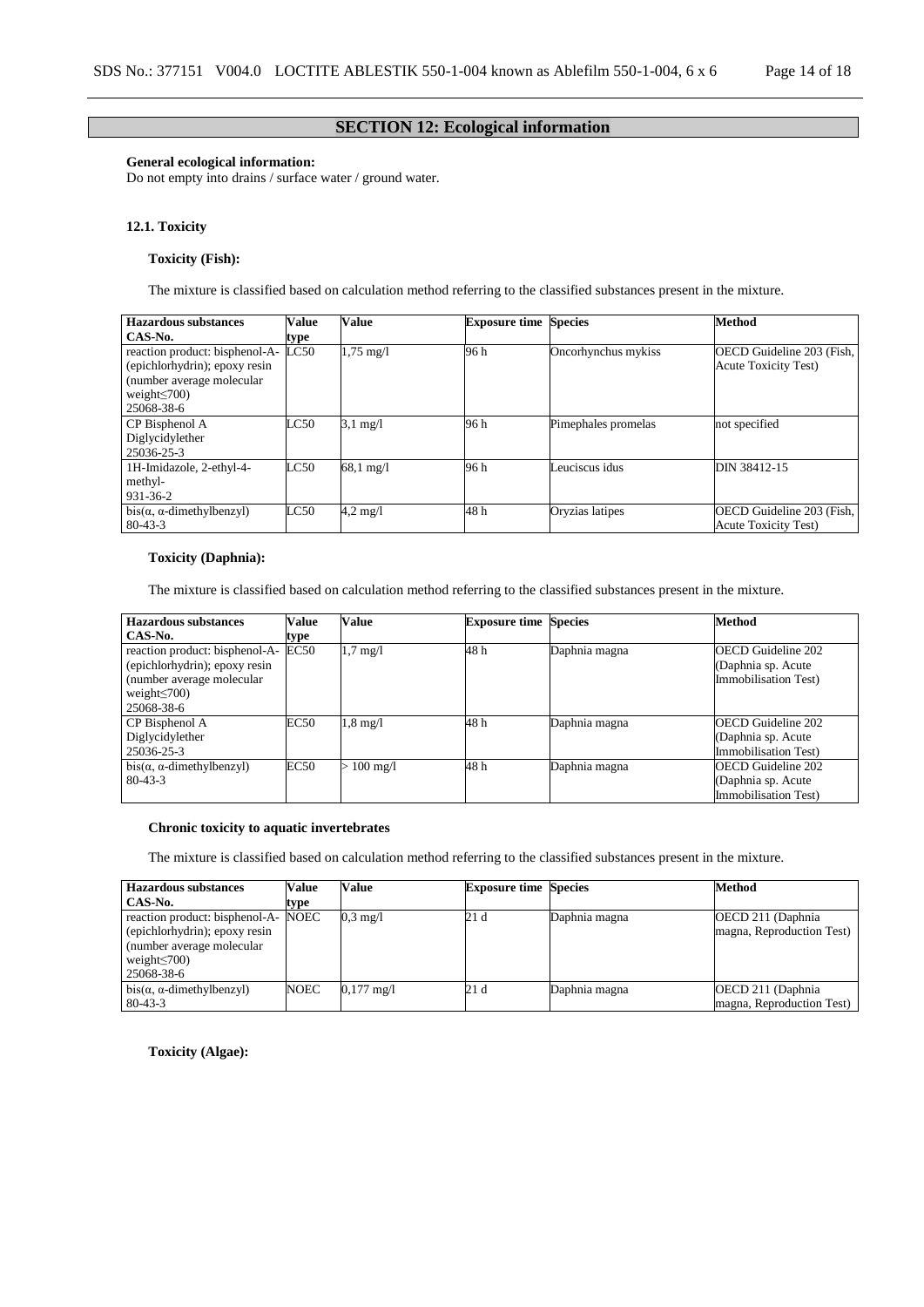## SECTION 12: Ecological information

**General ecological information:**
Do not empty into drains / surface water / ground water.

### 12.1. Toxicity

**Toxicity (Fish):**

The mixture is classified based on calculation method referring to the classified substances present in the mixture.

| Hazardous substances CAS-No. | Value type | Value | Exposure time | Species | Method |
|---|---|---|---|---|---|
| reaction product: bisphenol-A-(epichlorhydrin); epoxy resin (number average molecular weight≤700) 25068-38-6 | LC50 | 1,75 mg/l | 96 h | Oncorhynchus mykiss | OECD Guideline 203 (Fish, Acute Toxicity Test) |
| CP Bisphenol A Diglycidylether 25036-25-3 | LC50 | 3,1 mg/l | 96 h | Pimephales promelas | not specified |
| 1H-Imidazole, 2-ethyl-4-methyl- 931-36-2 | LC50 | 68,1 mg/l | 96 h | Leuciscus idus | DIN 38412-15 |
| bis(α, α-dimethylbenzyl) 80-43-3 | LC50 | 4,2 mg/l | 48 h | Oryzias latipes | OECD Guideline 203 (Fish, Acute Toxicity Test) |

**Toxicity (Daphnia):**

The mixture is classified based on calculation method referring to the classified substances present in the mixture.

| Hazardous substances CAS-No. | Value type | Value | Exposure time | Species | Method |
|---|---|---|---|---|---|
| reaction product: bisphenol-A-(epichlorhydrin); epoxy resin (number average molecular weight≤700) 25068-38-6 | EC50 | 1,7 mg/l | 48 h | Daphnia magna | OECD Guideline 202 (Daphnia sp. Acute Immobilisation Test) |
| CP Bisphenol A Diglycidylether 25036-25-3 | EC50 | 1,8 mg/l | 48 h | Daphnia magna | OECD Guideline 202 (Daphnia sp. Acute Immobilisation Test) |
| bis(α, α-dimethylbenzyl) 80-43-3 | EC50 | > 100 mg/l | 48 h | Daphnia magna | OECD Guideline 202 (Daphnia sp. Acute Immobilisation Test) |

**Chronic toxicity to aquatic invertebrates**

The mixture is classified based on calculation method referring to the classified substances present in the mixture.

| Hazardous substances CAS-No. | Value type | Value | Exposure time | Species | Method |
|---|---|---|---|---|---|
| reaction product: bisphenol-A-(epichlorhydrin); epoxy resin (number average molecular weight≤700) 25068-38-6 | NOEC | 0,3 mg/l | 21 d | Daphnia magna | OECD 211 (Daphnia magna, Reproduction Test) |
| bis(α, α-dimethylbenzyl) 80-43-3 | NOEC | 0,177 mg/l | 21 d | Daphnia magna | OECD 211 (Daphnia magna, Reproduction Test) |

**Toxicity (Algae):**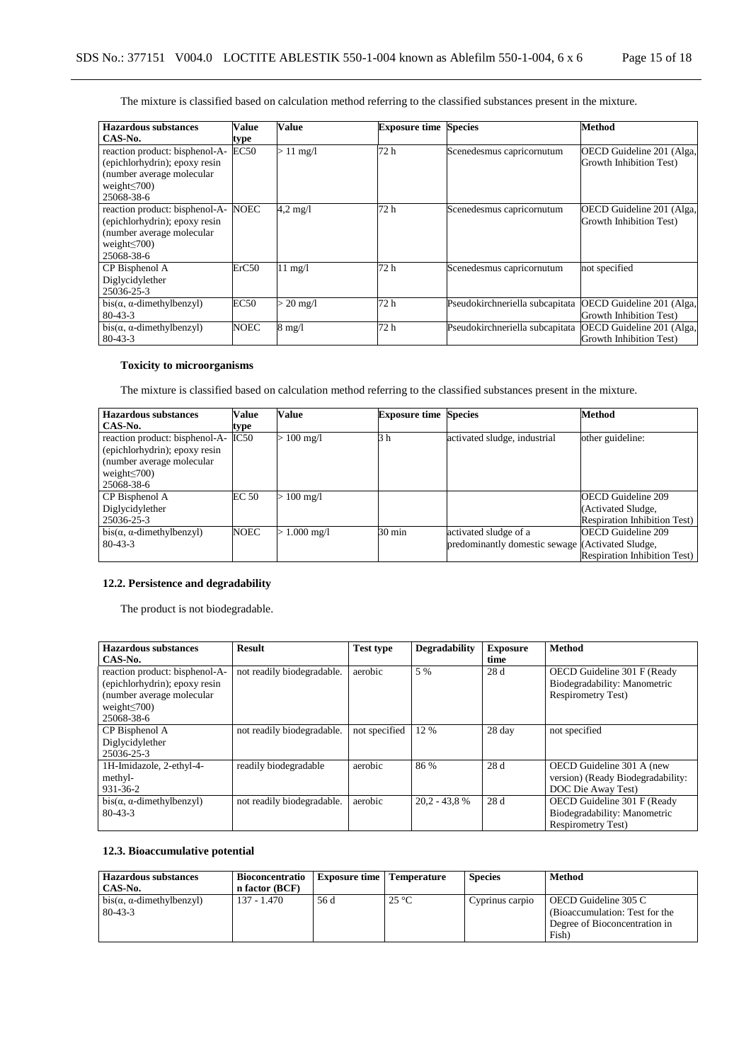The mixture is classified based on calculation method referring to the classified substances present in the mixture.

| Hazardous substances CAS-No. | Value type | Value | Exposure time | Species | Method |
|---|---|---|---|---|---|
| reaction product: bisphenol-A-(epichlorhydrin); epoxy resin (number average molecular weight≤700) 25068-38-6 | EC50 | > 11 mg/l | 72 h | Scenedesmus capricornutum | OECD Guideline 201 (Alga, Growth Inhibition Test) |
| reaction product: bisphenol-A-(epichlorhydrin); epoxy resin (number average molecular weight≤700) 25068-38-6 | NOEC | 4,2 mg/l | 72 h | Scenedesmus capricornutum | OECD Guideline 201 (Alga, Growth Inhibition Test) |
| CP Bisphenol A Diglycidylether 25036-25-3 | ErC50 | 11 mg/l | 72 h | Scenedesmus capricornutum | not specified |
| bis(α, α-dimethylbenzyl) 80-43-3 | EC50 | > 20 mg/l | 72 h | Pseudokirchneriella subcapitata | OECD Guideline 201 (Alga, Growth Inhibition Test) |
| bis(α, α-dimethylbenzyl) 80-43-3 | NOEC | 8 mg/l | 72 h | Pseudokirchneriella subcapitata | OECD Guideline 201 (Alga, Growth Inhibition Test) |

**Toxicity to microorganisms**

The mixture is classified based on calculation method referring to the classified substances present in the mixture.

| Hazardous substances CAS-No. | Value type | Value | Exposure time | Species | Method |
|---|---|---|---|---|---|
| reaction product: bisphenol-A-(epichlorhydrin); epoxy resin (number average molecular weight≤700) 25068-38-6 | IC50 | > 100 mg/l | 3 h | activated sludge, industrial | other guideline: |
| CP Bisphenol A Diglycidylether 25036-25-3 | EC 50 | > 100 mg/l | | | OECD Guideline 209 (Activated Sludge, Respiration Inhibition Test) |
| bis(α, α-dimethylbenzyl) 80-43-3 | NOEC | > 1.000 mg/l | 30 min | activated sludge of a predominantly domestic sewage | OECD Guideline 209 (Activated Sludge, Respiration Inhibition Test) |

## 12.2. Persistence and degradability

The product is not biodegradable.

| Hazardous substances CAS-No. | Result | Test type | Degradability | Exposure time | Method |
|---|---|---|---|---|---|
| reaction product: bisphenol-A-(epichlorhydrin); epoxy resin (number average molecular weight≤700) 25068-38-6 | not readily biodegradable. | aerobic | 5 % | 28 d | OECD Guideline 301 F (Ready Biodegradability: Manometric Respirometry Test) |
| CP Bisphenol A Diglycidylether 25036-25-3 | not readily biodegradable. | not specified | 12 % | 28 day | not specified |
| 1H-Imidazole, 2-ethyl-4-methyl- 931-36-2 | readily biodegradable | aerobic | 86 % | 28 d | OECD Guideline 301 A (new version) (Ready Biodegradability: DOC Die Away Test) |
| bis(α, α-dimethylbenzyl) 80-43-3 | not readily biodegradable. | aerobic | 20,2 - 43,8 % | 28 d | OECD Guideline 301 F (Ready Biodegradability: Manometric Respirometry Test) |

## 12.3. Bioaccumulative potential

| Hazardous substances CAS-No. | Bioconcentration factor (BCF) | Exposure time | Temperature | Species | Method |
|---|---|---|---|---|---|
| bis(α, α-dimethylbenzyl) 80-43-3 | 137 - 1.470 | 56 d | 25 °C | Cyprinus carpio | OECD Guideline 305 C (Bioaccumulation: Test for the Degree of Bioconcentration in Fish) |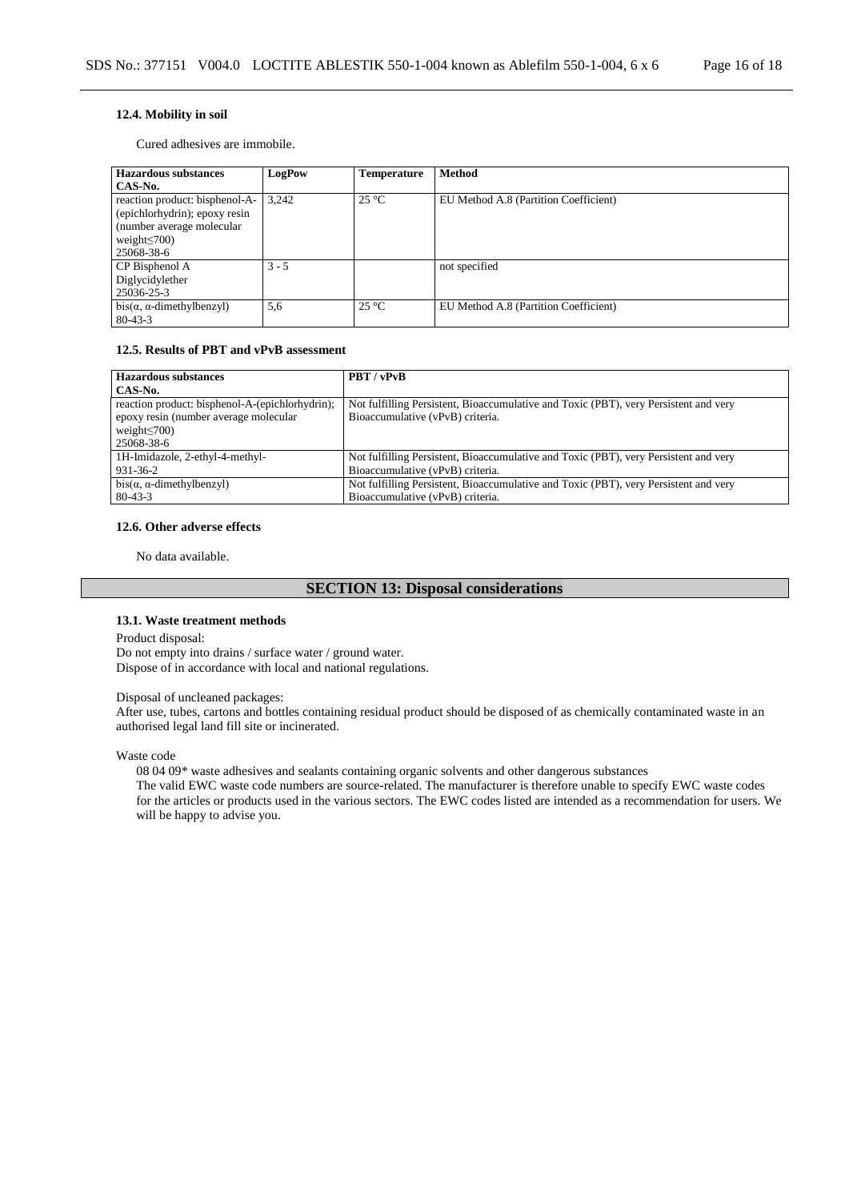#### 12.4. Mobility in soil

Cured adhesives are immobile.

| Hazardous substances CAS-No. | LogPow | Temperature | Method |
|---|---|---|---|
| reaction product: bisphenol-A-(epichlorhydrin); epoxy resin (number average molecular weight≤700) 25068-38-6 | 3,242 | 25 °C | EU Method A.8 (Partition Coefficient) |
| CP Bisphenol A Diglycidylether 25036-25-3 | 3 - 5 | | not specified |
| bis(α, α-dimethylbenzyl) 80-43-3 | 5,6 | 25 °C | EU Method A.8 (Partition Coefficient) |

#### 12.5. Results of PBT and vPvB assessment

| Hazardous substances CAS-No. | PBT / vPvB |
|---|---|
| reaction product: bisphenol-A-(epichlorhydrin); epoxy resin (number average molecular weight≤700) 25068-38-6 | Not fulfilling Persistent, Bioaccumulative and Toxic (PBT), very Persistent and very Bioaccumulative (vPvB) criteria. |
| 1H-Imidazole, 2-ethyl-4-methyl- 931-36-2 | Not fulfilling Persistent, Bioaccumulative and Toxic (PBT), very Persistent and very Bioaccumulative (vPvB) criteria. |
| bis(α, α-dimethylbenzyl) 80-43-3 | Not fulfilling Persistent, Bioaccumulative and Toxic (PBT), very Persistent and very Bioaccumulative (vPvB) criteria. |

#### 12.6. Other adverse effects

No data available.

## SECTION 13: Disposal considerations

#### 13.1. Waste treatment methods

Product disposal:
Do not empty into drains / surface water / ground water.
Dispose of in accordance with local and national regulations.

Disposal of uncleaned packages:
After use, tubes, cartons and bottles containing residual product should be disposed of as chemically contaminated waste in an authorised legal land fill site or incinerated.

Waste code

08 04 09* waste adhesives and sealants containing organic solvents and other dangerous substances
The valid EWC waste code numbers are source-related. The manufacturer is therefore unable to specify EWC waste codes for the articles or products used in the various sectors. The EWC codes listed are intended as a recommendation for users. We will be happy to advise you.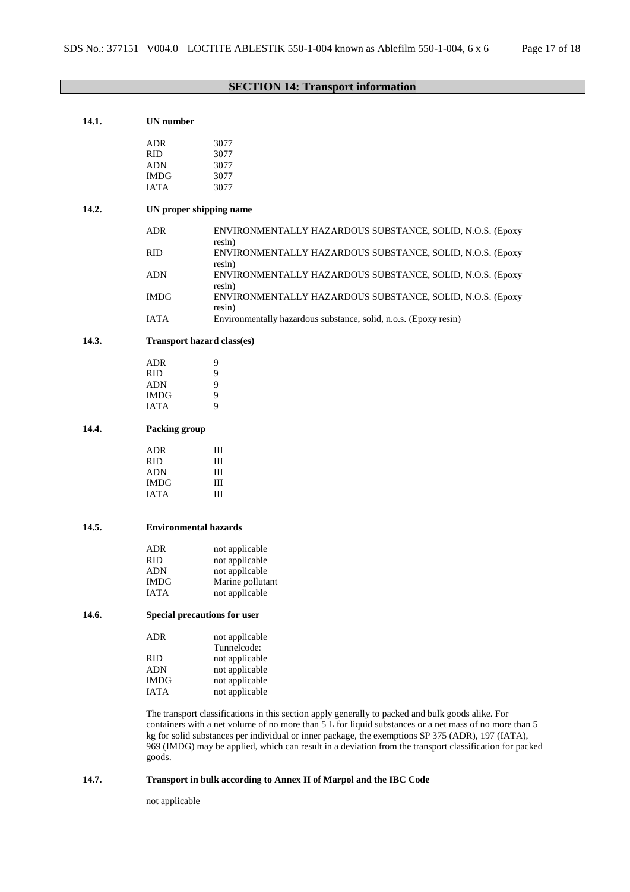## SECTION 14: Transport information

### 14.1. UN number

| | |
|---|---|
| ADR | 3077 |
| RID | 3077 |
| ADN | 3077 |
| IMDG | 3077 |
| IATA | 3077 |

### 14.2. UN proper shipping name

| | |
|---|---|
| ADR | ENVIRONMENTALLY HAZARDOUS SUBSTANCE, SOLID, N.O.S. (Epoxy resin) |
| RID | ENVIRONMENTALLY HAZARDOUS SUBSTANCE, SOLID, N.O.S. (Epoxy resin) |
| ADN | ENVIRONMENTALLY HAZARDOUS SUBSTANCE, SOLID, N.O.S. (Epoxy resin) |
| IMDG | ENVIRONMENTALLY HAZARDOUS SUBSTANCE, SOLID, N.O.S. (Epoxy resin) |
| IATA | Environmentally hazardous substance, solid, n.o.s. (Epoxy resin) |

### 14.3. Transport hazard class(es)

| | |
|---|---|
| ADR | 9 |
| RID | 9 |
| ADN | 9 |
| IMDG | 9 |
| IATA | 9 |

### 14.4. Packing group

| | |
|---|---|
| ADR | III |
| RID | III |
| ADN | III |
| IMDG | III |
| IATA | III |

### 14.5. Environmental hazards

| | |
|---|---|
| ADR | not applicable |
| RID | not applicable |
| ADN | not applicable |
| IMDG | Marine pollutant |
| IATA | not applicable |

### 14.6. Special precautions for user

| | |
|---|---|
| ADR | not applicable<br>Tunnelcode: |
| RID | not applicable |
| ADN | not applicable |
| IMDG | not applicable |
| IATA | not applicable |

The transport classifications in this section apply generally to packed and bulk goods alike. For containers with a net volume of no more than 5 L for liquid substances or a net mass of no more than 5 kg for solid substances per individual or inner package, the exemptions SP 375 (ADR), 197 (IATA), 969 (IMDG) may be applied, which can result in a deviation from the transport classification for packed goods.

### 14.7. Transport in bulk according to Annex II of Marpol and the IBC Code

not applicable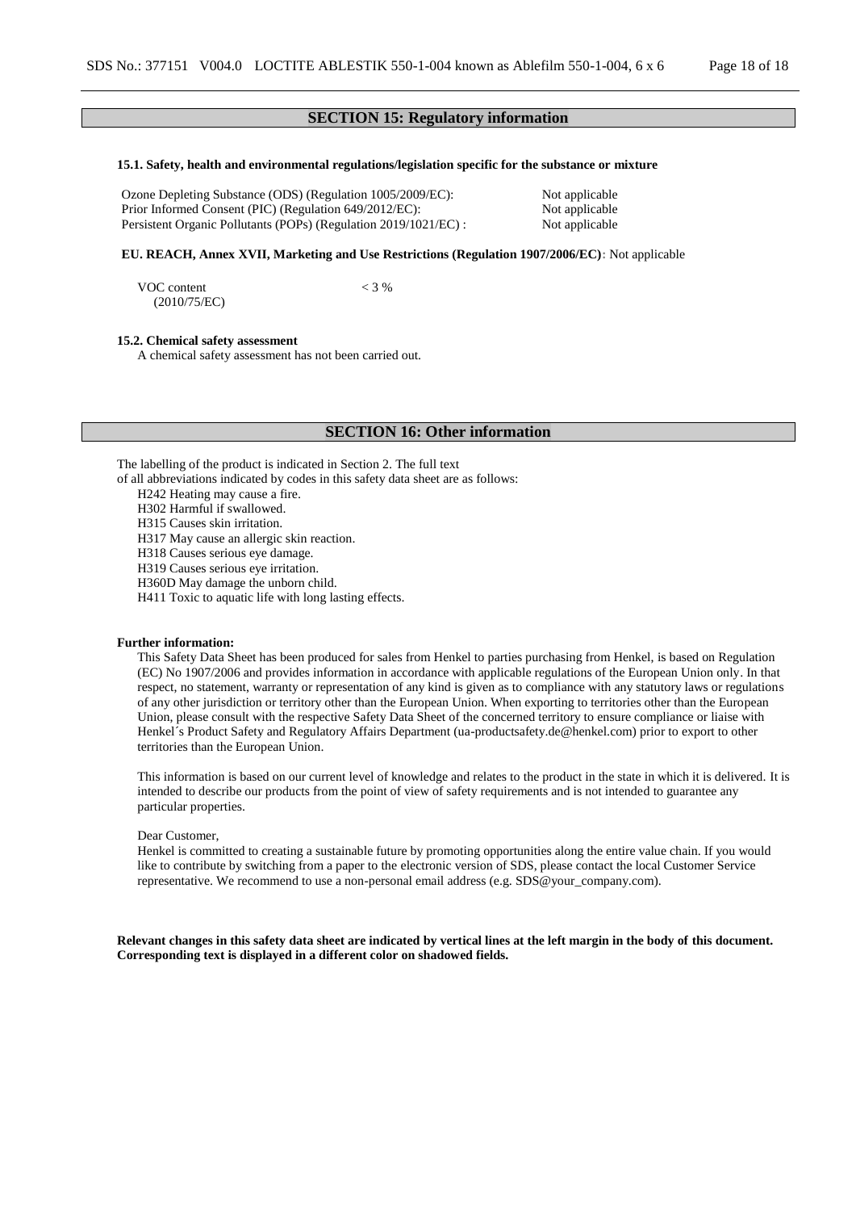## SECTION 15: Regulatory information

**15.1. Safety, health and environmental regulations/legislation specific for the substance or mixture**

| | |
|---|---|
| Ozone Depleting Substance (ODS) (Regulation 1005/2009/EC): | Not applicable |
| Prior Informed Consent (PIC) (Regulation 649/2012/EC): | Not applicable |
| Persistent Organic Pollutants (POPs) (Regulation 2019/1021/EC) : | Not applicable |

**EU. REACH, Annex XVII, Marketing and Use Restrictions (Regulation 1907/2006/EC)**: Not applicable

| | |
|---|---|
| VOC content (2010/75/EC) | < 3 % |

**15.2. Chemical safety assessment**

A chemical safety assessment has not been carried out.

## SECTION 16: Other information

The labelling of the product is indicated in Section 2. The full text of all abbreviations indicated by codes in this safety data sheet are as follows:

H242 Heating may cause a fire.
H302 Harmful if swallowed.
H315 Causes skin irritation.
H317 May cause an allergic skin reaction.
H318 Causes serious eye damage.
H319 Causes serious eye irritation.
H360D May damage the unborn child.
H411 Toxic to aquatic life with long lasting effects.

**Further information:**

This Safety Data Sheet has been produced for sales from Henkel to parties purchasing from Henkel, is based on Regulation (EC) No 1907/2006 and provides information in accordance with applicable regulations of the European Union only. In that respect, no statement, warranty or representation of any kind is given as to compliance with any statutory laws or regulations of any other jurisdiction or territory other than the European Union. When exporting to territories other than the European Union, please consult with the respective Safety Data Sheet of the concerned territory to ensure compliance or liaise with Henkel´s Product Safety and Regulatory Affairs Department (ua-productsafety.de@henkel.com) prior to export to other territories than the European Union.

This information is based on our current level of knowledge and relates to the product in the state in which it is delivered. It is intended to describe our products from the point of view of safety requirements and is not intended to guarantee any particular properties.

Dear Customer,

Henkel is committed to creating a sustainable future by promoting opportunities along the entire value chain. If you would like to contribute by switching from a paper to the electronic version of SDS, please contact the local Customer Service representative. We recommend to use a non-personal email address (e.g. SDS@your_company.com).

**Relevant changes in this safety data sheet are indicated by vertical lines at the left margin in the body of this document. Corresponding text is displayed in a different color on shadowed fields.**